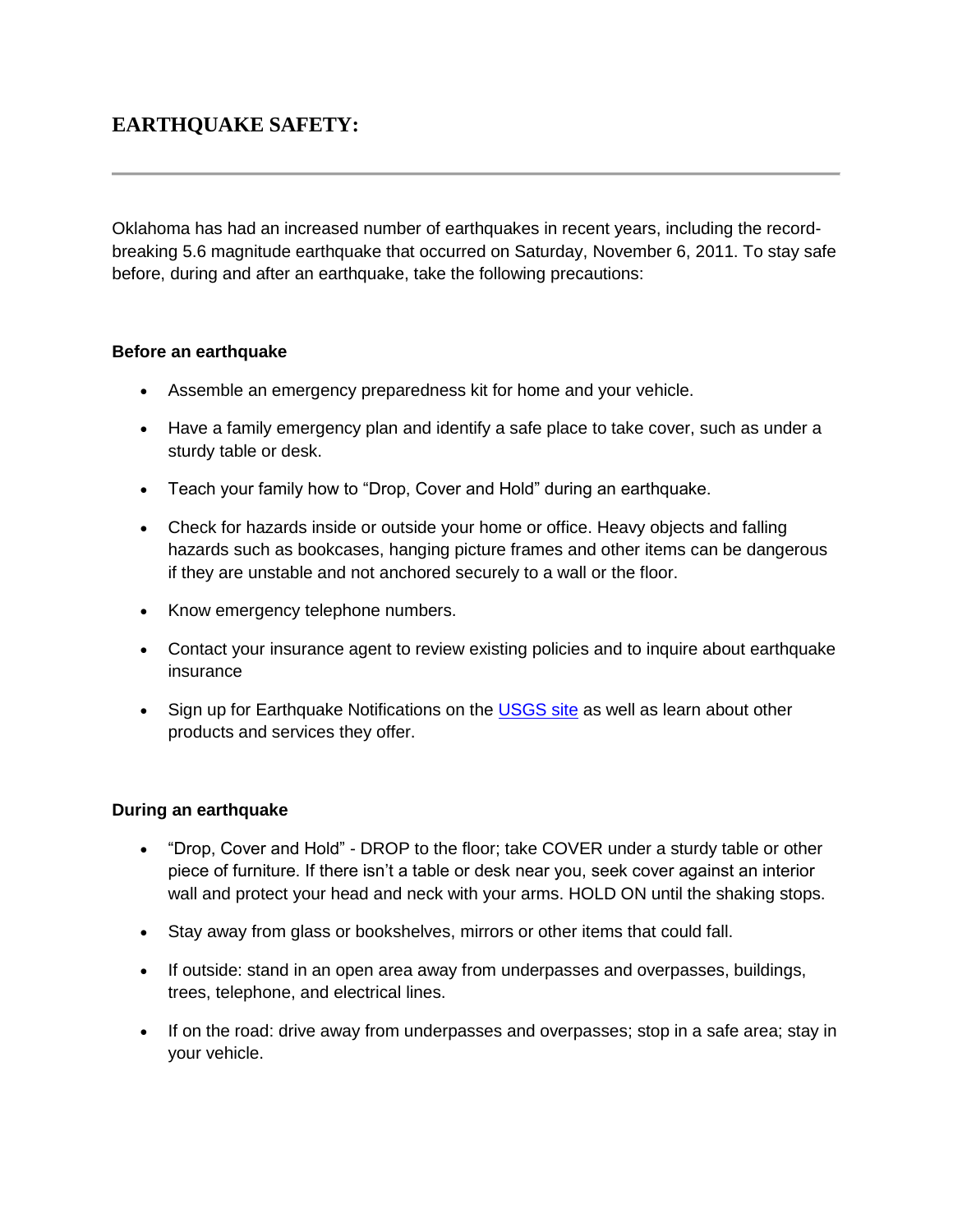# EARTHQUAKE SAFETY:

---

Oklahoma has had an increased number of earthquakes in recent years, including the record-breaking 5.6 magnitude earthquake that occurred on Saturday, November 6, 2011. To stay safe before, during and after an earthquake, take the following precautions:

**Before an earthquake**

- Assemble an emergency preparedness kit for home and your vehicle.
- Have a family emergency plan and identify a safe place to take cover, such as under a sturdy table or desk.
- Teach your family how to "Drop, Cover and Hold" during an earthquake.
- Check for hazards inside or outside your home or office. Heavy objects and falling hazards such as bookcases, hanging picture frames and other items can be dangerous if they are unstable and not anchored securely to a wall or the floor.
- Know emergency telephone numbers.
- Contact your insurance agent to review existing policies and to inquire about earthquake insurance
- Sign up for Earthquake Notifications on the USGS site as well as learn about other products and services they offer.

**During an earthquake**

- "Drop, Cover and Hold" - DROP to the floor; take COVER under a sturdy table or other piece of furniture. If there isn't a table or desk near you, seek cover against an interior wall and protect your head and neck with your arms. HOLD ON until the shaking stops.
- Stay away from glass or bookshelves, mirrors or other items that could fall.
- If outside: stand in an open area away from underpasses and overpasses, buildings, trees, telephone, and electrical lines.
- If on the road: drive away from underpasses and overpasses; stop in a safe area; stay in your vehicle.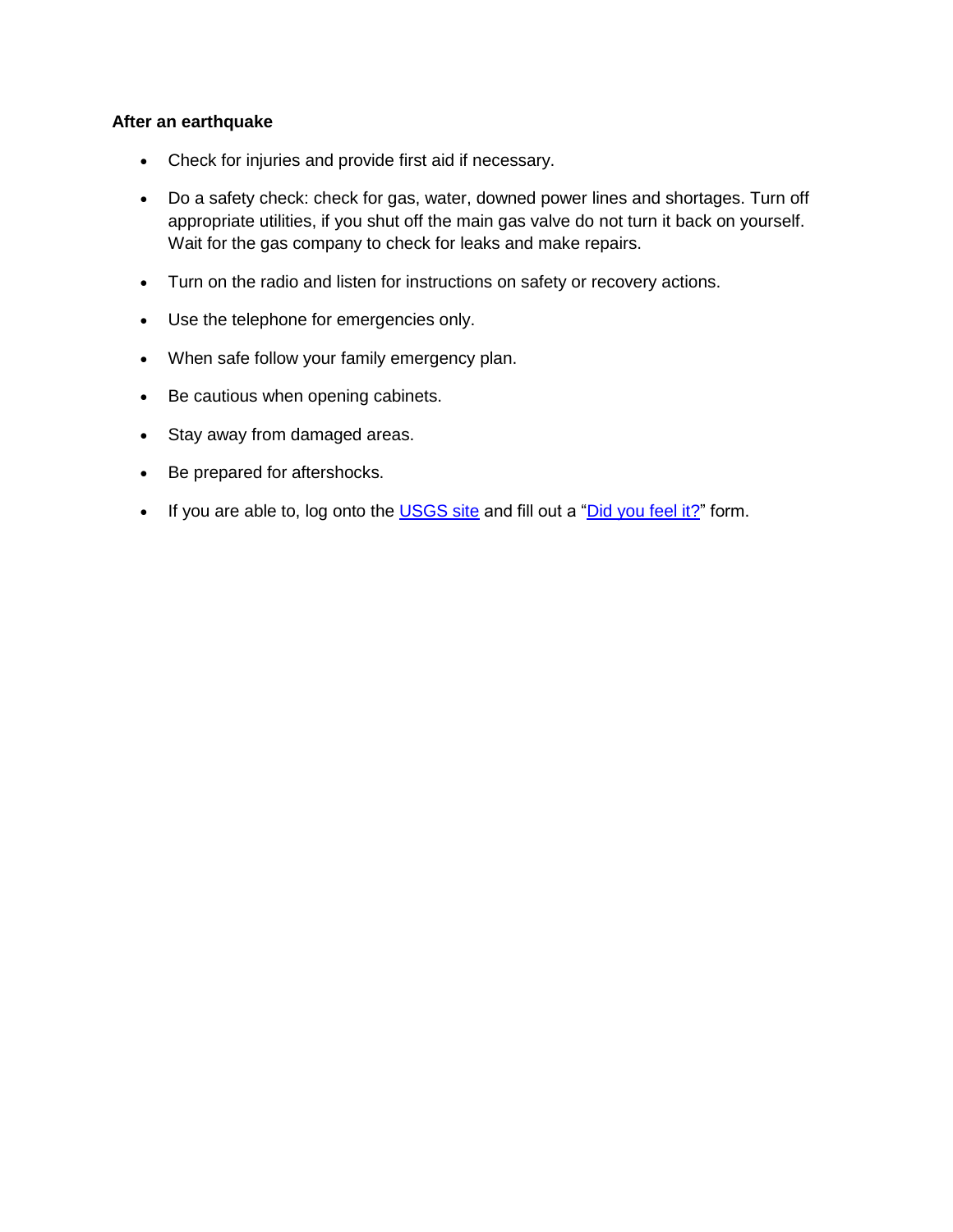**After an earthquake**

- Check for injuries and provide first aid if necessary.
- Do a safety check: check for gas, water, downed power lines and shortages. Turn off appropriate utilities, if you shut off the main gas valve do not turn it back on yourself. Wait for the gas company to check for leaks and make repairs.
- Turn on the radio and listen for instructions on safety or recovery actions.
- Use the telephone for emergencies only.
- When safe follow your family emergency plan.
- Be cautious when opening cabinets.
- Stay away from damaged areas.
- Be prepared for aftershocks.
- If you are able to, log onto the USGS site and fill out a "Did you feel it?" form.